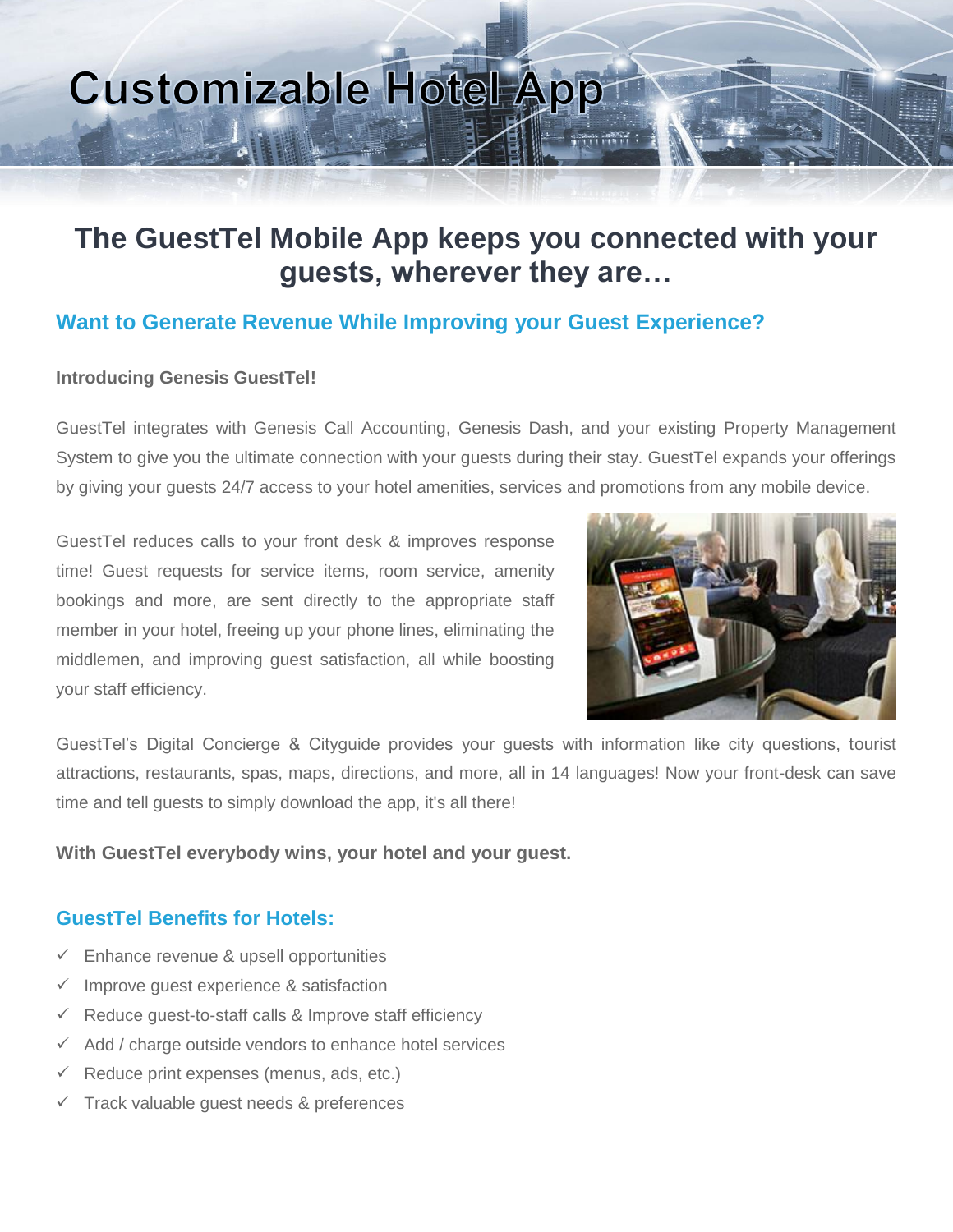# Customizable Hotel App

## The GuestTel Mobile App keeps you connected with your guests, wherever they are…

### Want to Generate Revenue While Improving your Guest Experience?

**Introducing Genesis GuestTel!**

GuestTel integrates with Genesis Call Accounting, Genesis Dash, and your existing Property Management System to give you the ultimate connection with your guests during their stay. GuestTel expands your offerings by giving your guests 24/7 access to your hotel amenities, services and promotions from any mobile device.

GuestTel reduces calls to your front desk & improves response time! Guest requests for service items, room service, amenity bookings and more, are sent directly to the appropriate staff member in your hotel, freeing up your phone lines, eliminating the middlemen, and improving guest satisfaction, all while boosting your staff efficiency.

GuestTel's Digital Concierge & Cityguide provides your guests with information like city questions, tourist attractions, restaurants, spas, maps, directions, and more, all in 14 languages! Now your front-desk can save time and tell guests to simply download the app, it's all there!

**With GuestTel everybody wins, your hotel and your guest.**

### GuestTel Benefits for Hotels:

- ✓ Enhance revenue & upsell opportunities
- ✓ Improve guest experience & satisfaction
- ✓ Reduce guest-to-staff calls & Improve staff efficiency
- ✓ Add / charge outside vendors to enhance hotel services
- ✓ Reduce print expenses (menus, ads, etc.)
- ✓ Track valuable guest needs & preferences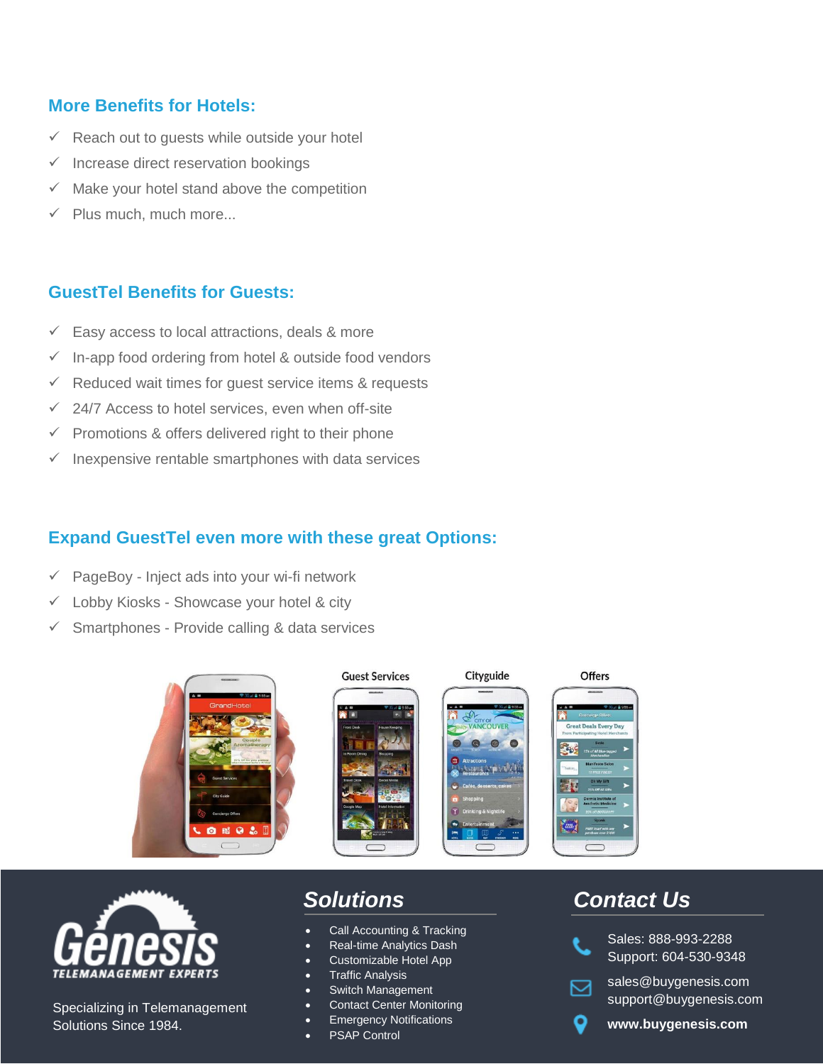## More Benefits for Hotels:

- ✓ Reach out to guests while outside your hotel
- ✓ Increase direct reservation bookings
- ✓ Make your hotel stand above the competition
- ✓ Plus much, much more...

## GuestTel Benefits for Guests:

- ✓ Easy access to local attractions, deals & more
- ✓ In-app food ordering from hotel & outside food vendors
- ✓ Reduced wait times for guest service items & requests
- ✓ 24/7 Access to hotel services, even when off-site
- ✓ Promotions & offers delivered right to their phone
- ✓ Inexpensive rentable smartphones with data services

## Expand GuestTel even more with these great Options:

- ✓ PageBoy - Inject ads into your wi-fi network
- ✓ Lobby Kiosks - Showcase your hotel & city
- ✓ Smartphones - Provide calling & data services

Guest Services

Cityguide

Offers

**Genesis**
TELEMANAGEMENT EXPERTS

Specializing in Telemanagement Solutions Since 1984.

## Solutions

- Call Accounting & Tracking
- Real-time Analytics Dash
- Customizable Hotel App
- Traffic Analysis
- Switch Management
- Contact Center Monitoring
- Emergency Notifications
- PSAP Control

## Contact Us

Sales: 888-993-2288
Support: 604-530-9348

sales@buygenesis.com
support@buygenesis.com

**www.buygenesis.com**